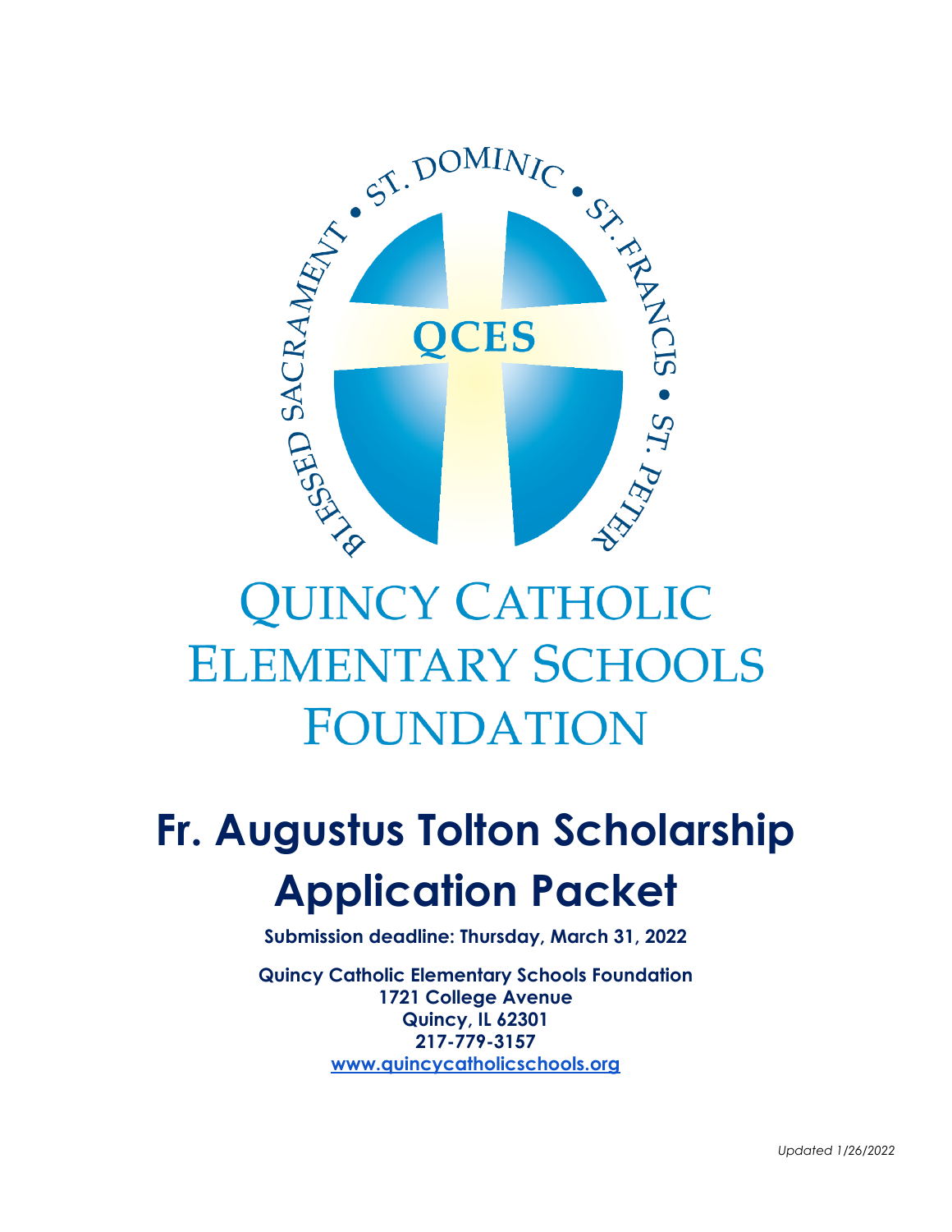ST. DOMINIC • ST. FRANCIS • ST. PETER • BLESSED SACRAMENT • 

QCES

# QUINCY CATHOLIC ELEMENTARY SCHOOLS FOUNDATION

# Fr. Augustus Tolton Scholarship Application Packet

**Submission deadline: Thursday, March 31, 2022**

**Quincy Catholic Elementary Schools Foundation**
**1721 College Avenue**
**Quincy, IL 62301**
**217-779-3157**
**[www.quincycatholicschools.org](www.quincycatholicschools.org)**

*Updated 1/26/2022*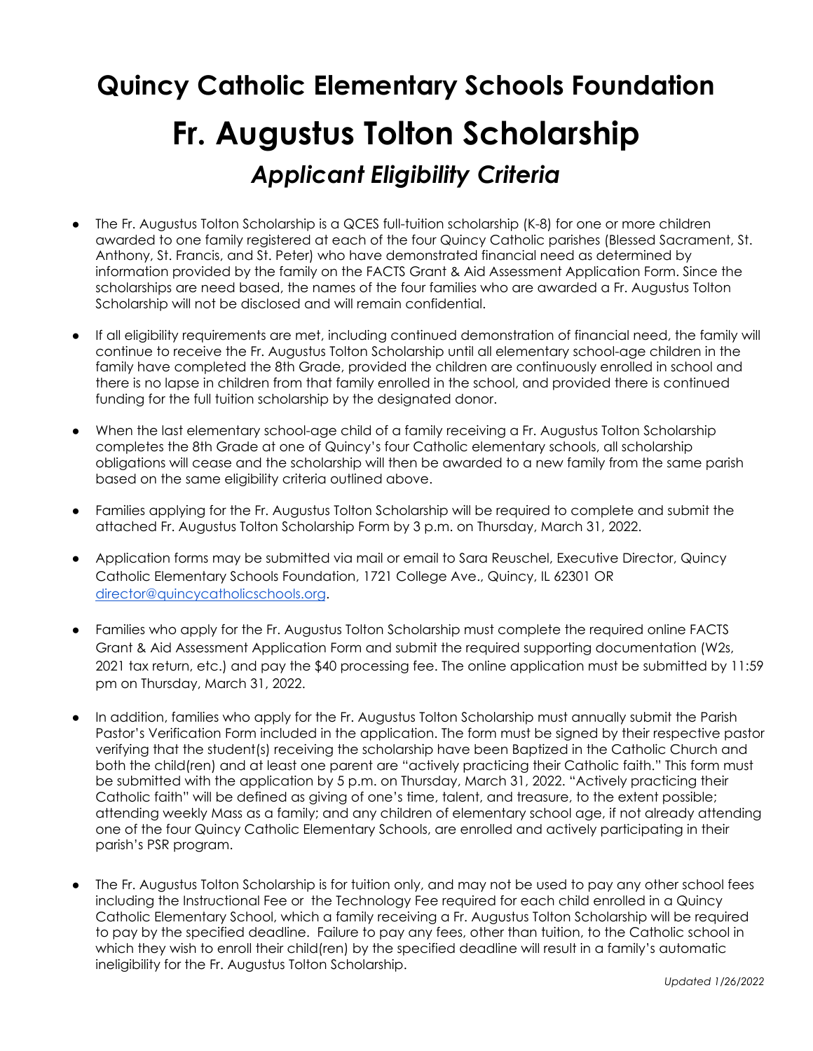# Quincy Catholic Elementary Schools Foundation

# Fr. Augustus Tolton Scholarship

## *Applicant Eligibility Criteria*

- The Fr. Augustus Tolton Scholarship is a QCES full-tuition scholarship (K-8) for one or more children awarded to one family registered at each of the four Quincy Catholic parishes (Blessed Sacrament, St. Anthony, St. Francis, and St. Peter) who have demonstrated financial need as determined by information provided by the family on the FACTS Grant & Aid Assessment Application Form. Since the scholarships are need based, the names of the four families who are awarded a Fr. Augustus Tolton Scholarship will not be disclosed and will remain confidential.

- If all eligibility requirements are met, including continued demonstration of financial need, the family will continue to receive the Fr. Augustus Tolton Scholarship until all elementary school-age children in the family have completed the 8th Grade, provided the children are continuously enrolled in school and there is no lapse in children from that family enrolled in the school, and provided there is continued funding for the full tuition scholarship by the designated donor.

- When the last elementary school-age child of a family receiving a Fr. Augustus Tolton Scholarship completes the 8th Grade at one of Quincy's four Catholic elementary schools, all scholarship obligations will cease and the scholarship will then be awarded to a new family from the same parish based on the same eligibility criteria outlined above.

- Families applying for the Fr. Augustus Tolton Scholarship will be required to complete and submit the attached Fr. Augustus Tolton Scholarship Form by 3 p.m. on Thursday, March 31, 2022.

- Application forms may be submitted via mail or email to Sara Reuschel, Executive Director, Quincy Catholic Elementary Schools Foundation, 1721 College Ave., Quincy, IL 62301 OR director@quincycatholicschools.org.

- Families who apply for the Fr. Augustus Tolton Scholarship must complete the required online FACTS Grant & Aid Assessment Application Form and submit the required supporting documentation (W2s, 2021 tax return, etc.) and pay the $40 processing fee. The online application must be submitted by 11:59 pm on Thursday, March 31, 2022.

- In addition, families who apply for the Fr. Augustus Tolton Scholarship must annually submit the Parish Pastor's Verification Form included in the application. The form must be signed by their respective pastor verifying that the student(s) receiving the scholarship have been Baptized in the Catholic Church and both the child(ren) and at least one parent are "actively practicing their Catholic faith." This form must be submitted with the application by 5 p.m. on Thursday, March 31, 2022. "Actively practicing their Catholic faith" will be defined as giving of one's time, talent, and treasure, to the extent possible; attending weekly Mass as a family; and any children of elementary school age, if not already attending one of the four Quincy Catholic Elementary Schools, are enrolled and actively participating in their parish's PSR program.

- The Fr. Augustus Tolton Scholarship is for tuition only, and may not be used to pay any other school fees including the Instructional Fee or the Technology Fee required for each child enrolled in a Quincy Catholic Elementary School, which a family receiving a Fr. Augustus Tolton Scholarship will be required to pay by the specified deadline. Failure to pay any fees, other than tuition, to the Catholic school in which they wish to enroll their child(ren) by the specified deadline will result in a family's automatic ineligibility for the Fr. Augustus Tolton Scholarship.

*Updated 1/26/2022*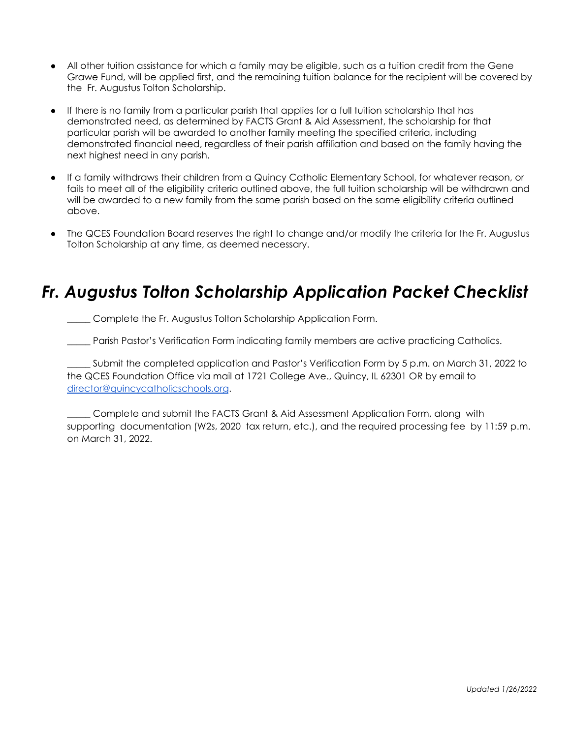- All other tuition assistance for which a family may be eligible, such as a tuition credit from the Gene Grawe Fund, will be applied first, and the remaining tuition balance for the recipient will be covered by the Fr. Augustus Tolton Scholarship.

- If there is no family from a particular parish that applies for a full tuition scholarship that has demonstrated need, as determined by FACTS Grant & Aid Assessment, the scholarship for that particular parish will be awarded to another family meeting the specified criteria, including demonstrated financial need, regardless of their parish affiliation and based on the family having the next highest need in any parish.

- If a family withdraws their children from a Quincy Catholic Elementary School, for whatever reason, or fails to meet all of the eligibility criteria outlined above, the full tuition scholarship will be withdrawn and will be awarded to a new family from the same parish based on the same eligibility criteria outlined above.

- The QCES Foundation Board reserves the right to change and/or modify the criteria for the Fr. Augustus Tolton Scholarship at any time, as deemed necessary.

## *Fr. Augustus Tolton Scholarship Application Packet Checklist*

_____ Complete the Fr. Augustus Tolton Scholarship Application Form.

_____ Parish Pastor's Verification Form indicating family members are active practicing Catholics.

_____ Submit the completed application and Pastor's Verification Form by 5 p.m. on March 31, 2022 to the QCES Foundation Office via mail at 1721 College Ave., Quincy, IL 62301 OR by email to [director@quincycatholicschools.org](mailto:director@quincycatholicschools.org).

_____ Complete and submit the FACTS Grant & Aid Assessment Application Form, along with supporting documentation (W2s, 2020 tax return, etc.), and the required processing fee by 11:59 p.m. on March 31, 2022.

*Updated 1/26/2022*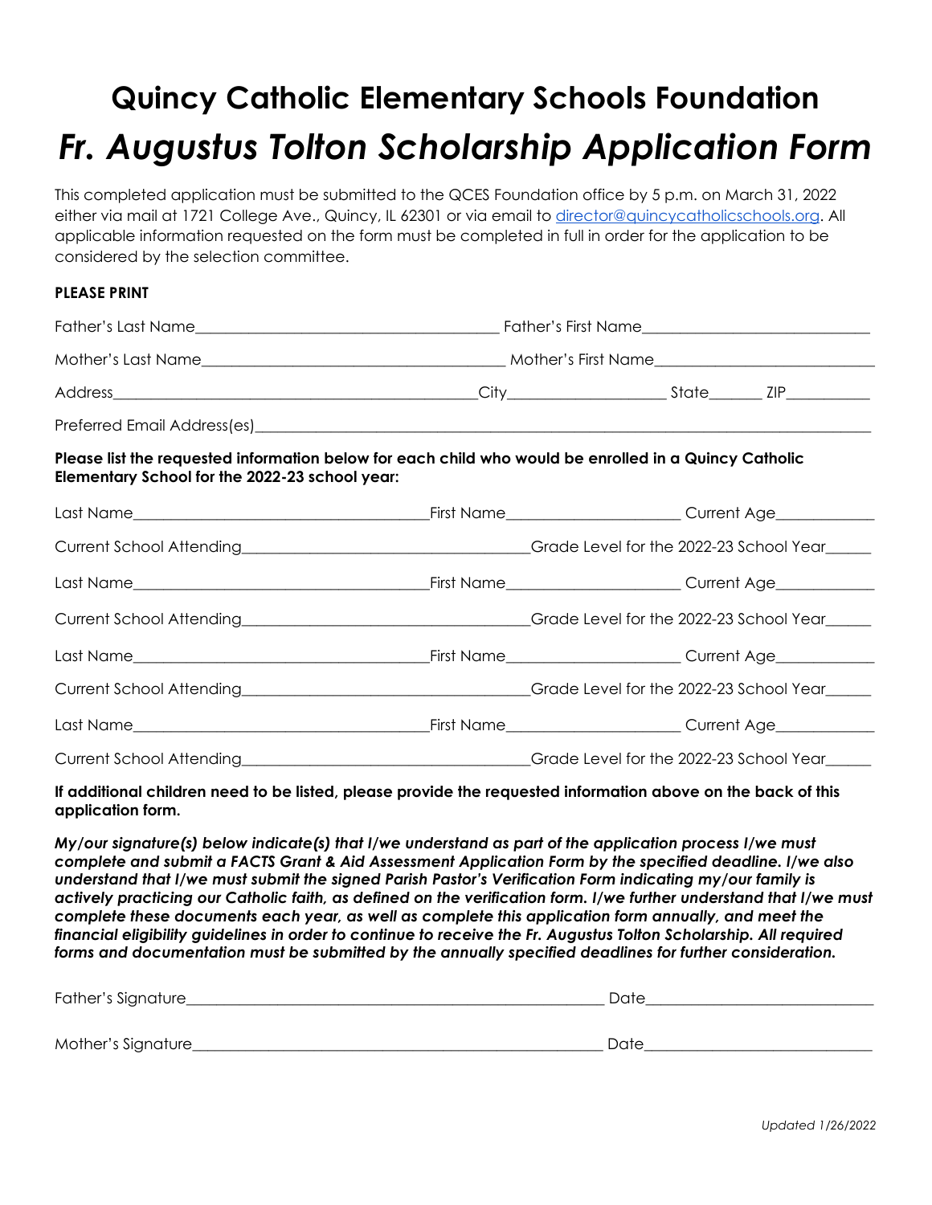# Quincy Catholic Elementary Schools Foundation

# *Fr. Augustus Tolton Scholarship Application Form*

This completed application must be submitted to the QCES Foundation office by 5 p.m. on March 31, 2022 either via mail at 1721 College Ave., Quincy, IL 62301 or via email to director@quincycatholicschools.org. All applicable information requested on the form must be completed in full in order for the application to be considered by the selection committee.

**PLEASE PRINT**

Father's Last Name______________________________________ Father's First Name____________________________

Mother's Last Name______________________________________ Mother's First Name___________________________

Address_____________________________________________City____________________ State_______ ZIP__________

Preferred Email Address(es)_________________________________________________________________________

**Please list the requested information below for each child who would be enrolled in a Quincy Catholic Elementary School for the 2022-23 school year:**

Last Name_____________________________________First Name_____________________ Current Age____________

Current School Attending___________________________________Grade Level for the 2022-23 School Year______

Last Name_____________________________________First Name_____________________ Current Age____________

Current School Attending___________________________________Grade Level for the 2022-23 School Year______

Last Name_____________________________________First Name_____________________ Current Age____________

Current School Attending___________________________________Grade Level for the 2022-23 School Year______

Last Name_____________________________________First Name_____________________ Current Age____________

Current School Attending___________________________________Grade Level for the 2022-23 School Year______

**If additional children need to be listed, please provide the requested information above on the back of this application form.**

***My/our signature(s) below indicate(s) that I/we understand as part of the application process I/we must complete and submit a FACTS Grant & Aid Assessment Application Form by the specified deadline. I/we also understand that I/we must submit the signed Parish Pastor's Verification Form indicating my/our family is actively practicing our Catholic faith, as defined on the verification form. I/we further understand that I/we must complete these documents each year, as well as complete this application form annually, and meet the financial eligibility guidelines in order to continue to receive the Fr. Augustus Tolton Scholarship. All required forms and documentation must be submitted by the annually specified deadlines for further consideration.***

Father's Signature_____________________________________________________ Date____________________________

Mother's Signature____________________________________________________ Date____________________________

*Updated 1/26/2022*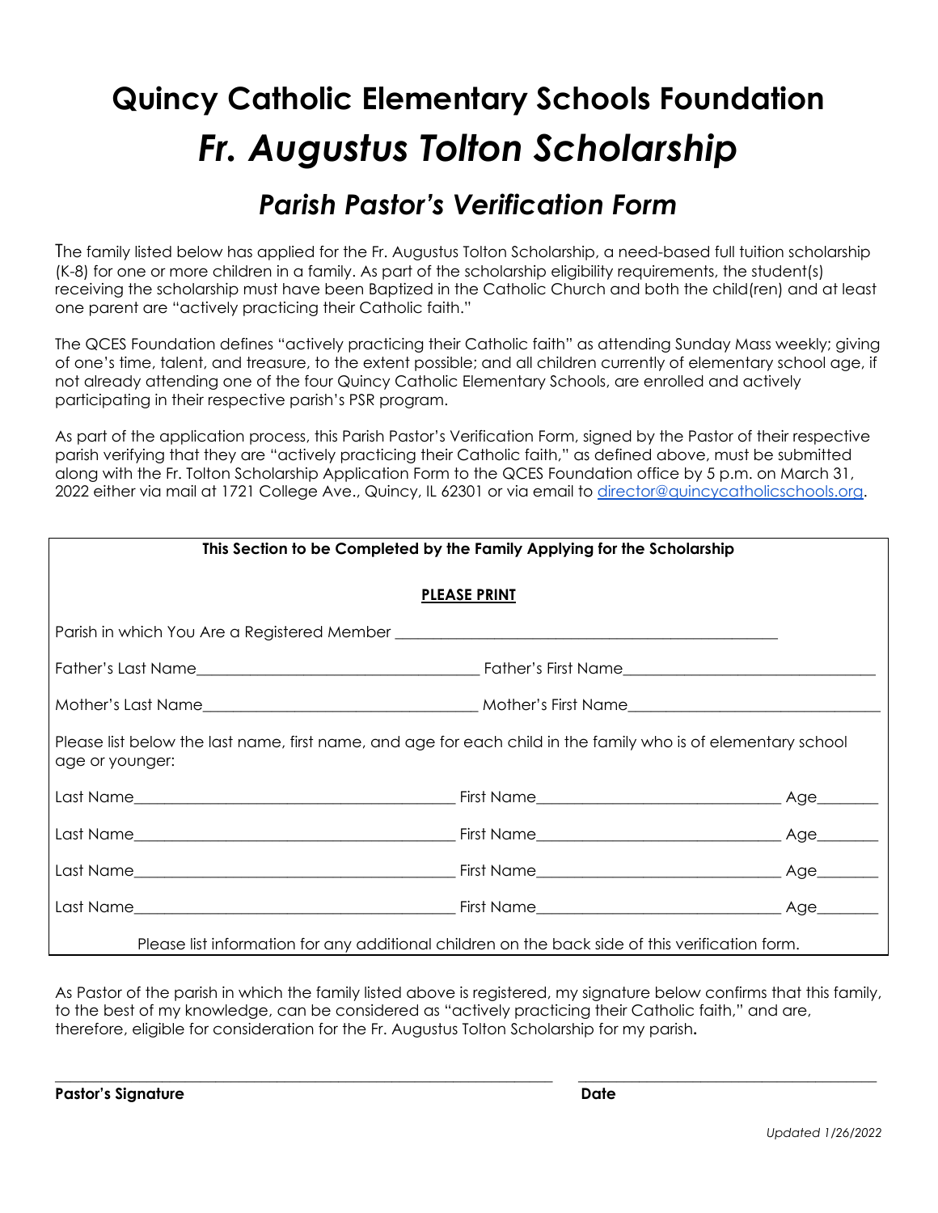# Quincy Catholic Elementary Schools Foundation

# *Fr. Augustus Tolton Scholarship*

## *Parish Pastor's Verification Form*

The family listed below has applied for the Fr. Augustus Tolton Scholarship, a need-based full tuition scholarship (K-8) for one or more children in a family. As part of the scholarship eligibility requirements, the student(s) receiving the scholarship must have been Baptized in the Catholic Church and both the child(ren) and at least one parent are "actively practicing their Catholic faith."

The QCES Foundation defines "actively practicing their Catholic faith" as attending Sunday Mass weekly; giving of one's time, talent, and treasure, to the extent possible; and all children currently of elementary school age, if not already attending one of the four Quincy Catholic Elementary Schools, are enrolled and actively participating in their respective parish's PSR program.

As part of the application process, this Parish Pastor's Verification Form, signed by the Pastor of their respective parish verifying that they are "actively practicing their Catholic faith," as defined above, must be submitted along with the Fr. Tolton Scholarship Application Form to the QCES Foundation office by 5 p.m. on March 31, 2022 either via mail at 1721 College Ave., Quincy, IL 62301 or via email to director@quincycatholicschools.org.

**This Section to be Completed by the Family Applying for the Scholarship**

**PLEASE PRINT**

Parish in which You Are a Registered Member ____________________________________________

Father's Last Name__________________________________ Father's First Name______________________________

Mother's Last Name_________________________________ Mother's First Name_____________________________

Please list below the last name, first name, and age for each child in the family who is of elementary school age or younger:

Last Name______________________________________ First Name_____________________________ Age_______

Last Name______________________________________ First Name_____________________________ Age_______

Last Name______________________________________ First Name_____________________________ Age_______

Last Name______________________________________ First Name_____________________________ Age_______

Please list information for any additional children on the back side of this verification form.

As Pastor of the parish in which the family listed above is registered, my signature below confirms that this family, to the best of my knowledge, can be considered as "actively practicing their Catholic faith," and are, therefore, eligible for consideration for the Fr. Augustus Tolton Scholarship for my parish**.**

_____________________________________________________________ ____________________________________

**Pastor's Signature** **Date**

*Updated 1/26/2022*